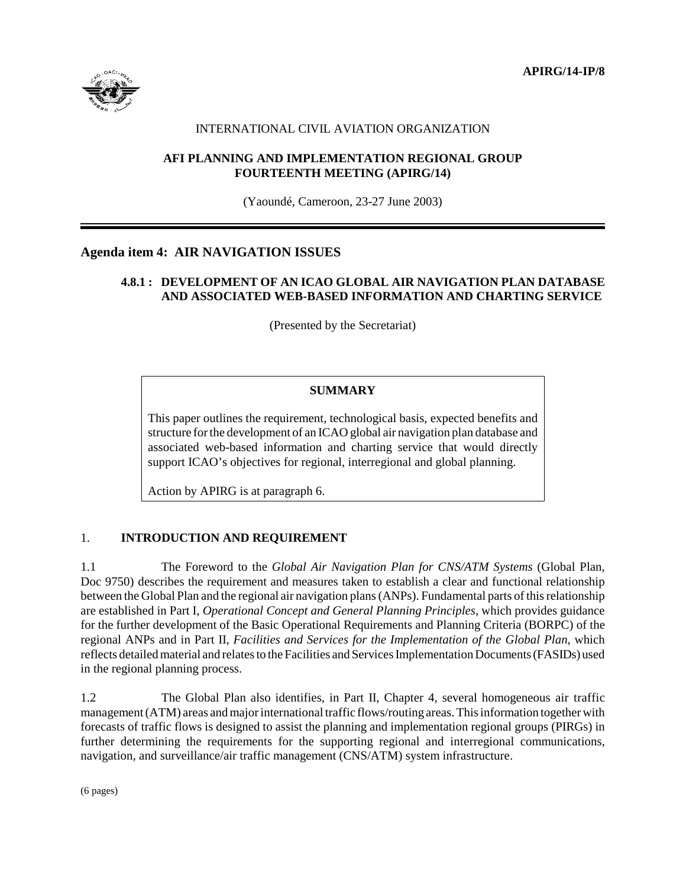**APIRG/14-IP/8**

INTERNATIONAL CIVIL AVIATION ORGANIZATION

**AFI PLANNING AND IMPLEMENTATION REGIONAL GROUP**
**FOURTEENTH MEETING (APIRG/14)**

(Yaoundé, Cameroon, 23-27 June 2003)

## Agenda item 4: AIR NAVIGATION ISSUES

### 4.8.1 : DEVELOPMENT OF AN ICAO GLOBAL AIR NAVIGATION PLAN DATABASE AND ASSOCIATED WEB-BASED INFORMATION AND CHARTING SERVICE

(Presented by the Secretariat)

> **SUMMARY**
>
> This paper outlines the requirement, technological basis, expected benefits and structure for the development of an ICAO global air navigation plan database and associated web-based information and charting service that would directly support ICAO's objectives for regional, interregional and global planning.
>
> Action by APIRG is at paragraph 6.

## 1. INTRODUCTION AND REQUIREMENT

1.1 The Foreword to the *Global Air Navigation Plan for CNS/ATM Systems* (Global Plan, Doc 9750) describes the requirement and measures taken to establish a clear and functional relationship between the Global Plan and the regional air navigation plans (ANPs). Fundamental parts of this relationship are established in Part I, *Operational Concept and General Planning Principles*, which provides guidance for the further development of the Basic Operational Requirements and Planning Criteria (BORPC) of the regional ANPs and in Part II, *Facilities and Services for the Implementation of the Global Plan*, which reflects detailed material and relates to the Facilities and Services Implementation Documents (FASIDs) used in the regional planning process.

1.2 The Global Plan also identifies, in Part II, Chapter 4, several homogeneous air traffic management (ATM) areas and major international traffic flows/routing areas. This information together with forecasts of traffic flows is designed to assist the planning and implementation regional groups (PIRGs) in further determining the requirements for the supporting regional and interregional communications, navigation, and surveillance/air traffic management (CNS/ATM) system infrastructure.

(6 pages)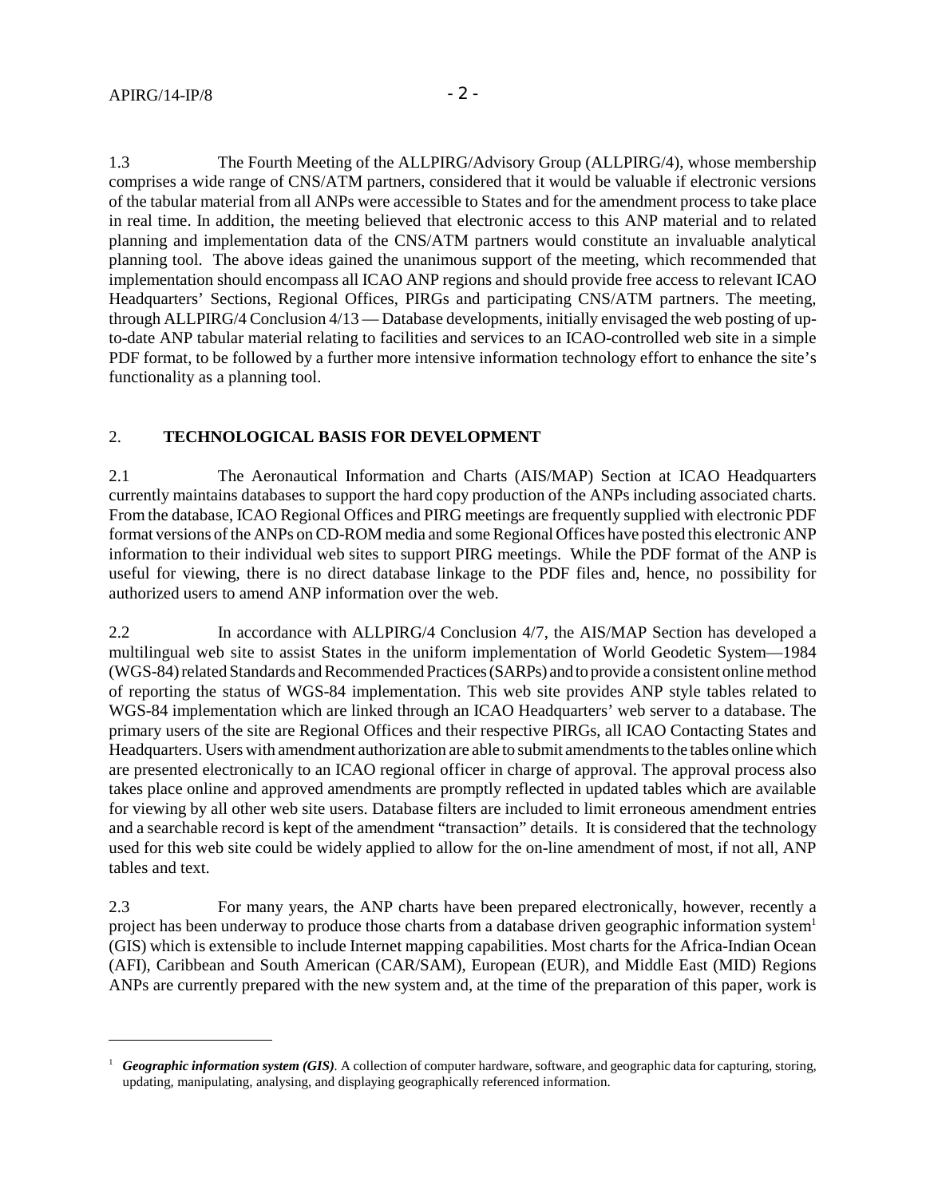1.3 The Fourth Meeting of the ALLPIRG/Advisory Group (ALLPIRG/4), whose membership comprises a wide range of CNS/ATM partners, considered that it would be valuable if electronic versions of the tabular material from all ANPs were accessible to States and for the amendment process to take place in real time. In addition, the meeting believed that electronic access to this ANP material and to related planning and implementation data of the CNS/ATM partners would constitute an invaluable analytical planning tool. The above ideas gained the unanimous support of the meeting, which recommended that implementation should encompass all ICAO ANP regions and should provide free access to relevant ICAO Headquarters' Sections, Regional Offices, PIRGs and participating CNS/ATM partners. The meeting, through ALLPIRG/4 Conclusion 4/13 — Database developments, initially envisaged the web posting of up-to-date ANP tabular material relating to facilities and services to an ICAO-controlled web site in a simple PDF format, to be followed by a further more intensive information technology effort to enhance the site's functionality as a planning tool.

## 2. TECHNOLOGICAL BASIS FOR DEVELOPMENT

2.1 The Aeronautical Information and Charts (AIS/MAP) Section at ICAO Headquarters currently maintains databases to support the hard copy production of the ANPs including associated charts. From the database, ICAO Regional Offices and PIRG meetings are frequently supplied with electronic PDF format versions of the ANPs on CD-ROM media and some Regional Offices have posted this electronic ANP information to their individual web sites to support PIRG meetings. While the PDF format of the ANP is useful for viewing, there is no direct database linkage to the PDF files and, hence, no possibility for authorized users to amend ANP information over the web.

2.2 In accordance with ALLPIRG/4 Conclusion 4/7, the AIS/MAP Section has developed a multilingual web site to assist States in the uniform implementation of World Geodetic System—1984 (WGS-84) related Standards and Recommended Practices (SARPs) and to provide a consistent online method of reporting the status of WGS-84 implementation. This web site provides ANP style tables related to WGS-84 implementation which are linked through an ICAO Headquarters' web server to a database. The primary users of the site are Regional Offices and their respective PIRGs, all ICAO Contacting States and Headquarters. Users with amendment authorization are able to submit amendments to the tables online which are presented electronically to an ICAO regional officer in charge of approval. The approval process also takes place online and approved amendments are promptly reflected in updated tables which are available for viewing by all other web site users. Database filters are included to limit erroneous amendment entries and a searchable record is kept of the amendment "transaction" details. It is considered that the technology used for this web site could be widely applied to allow for the on-line amendment of most, if not all, ANP tables and text.

2.3 For many years, the ANP charts have been prepared electronically, however, recently a project has been underway to produce those charts from a database driven geographic information system[1] (GIS) which is extensible to include Internet mapping capabilities. Most charts for the Africa-Indian Ocean (AFI), Caribbean and South American (CAR/SAM), European (EUR), and Middle East (MID) Regions ANPs are currently prepared with the new system and, at the time of the preparation of this paper, work is

---

[1] ***Geographic information system (GIS)***. A collection of computer hardware, software, and geographic data for capturing, storing, updating, manipulating, analysing, and displaying geographically referenced information.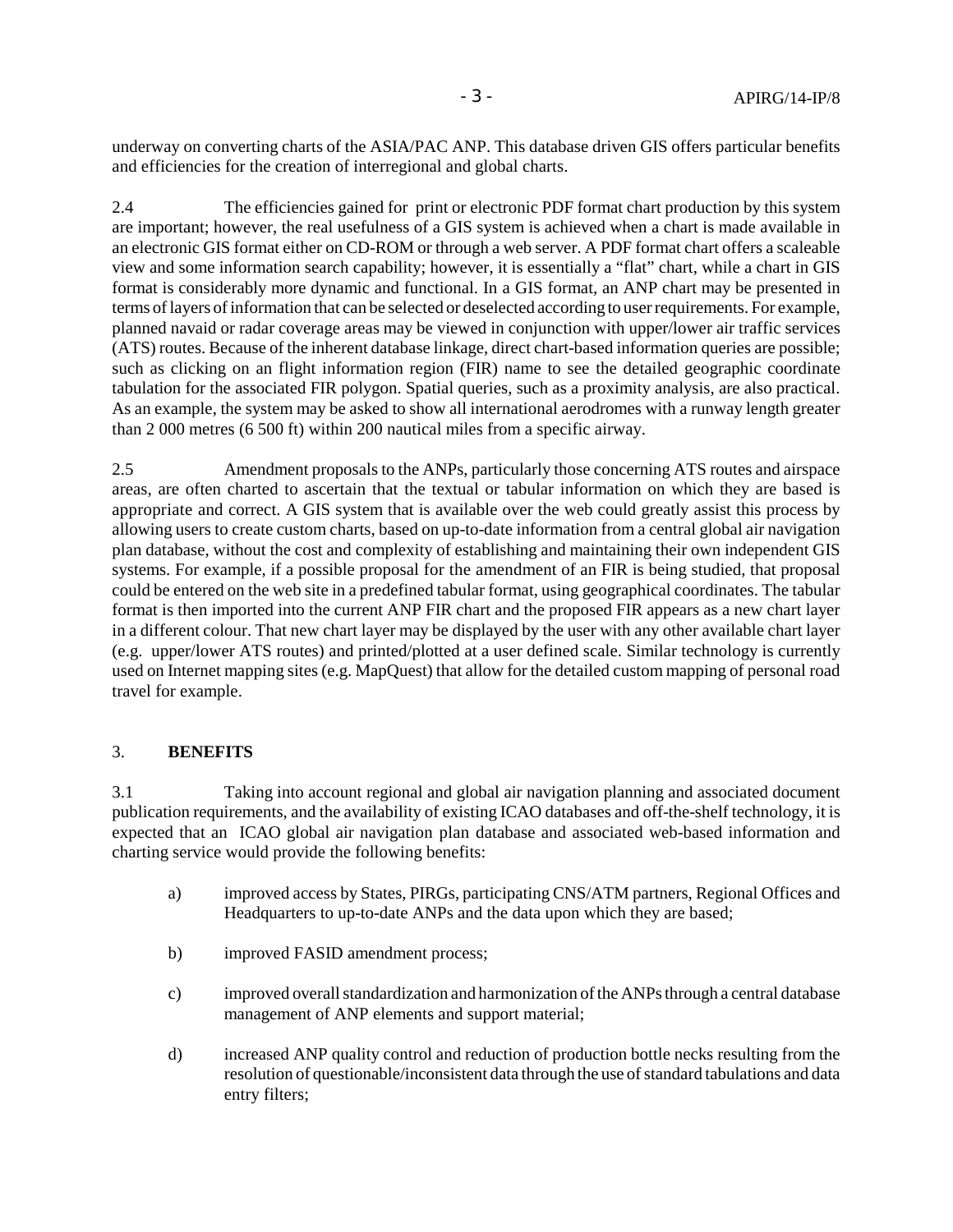underway on converting charts of the ASIA/PAC ANP. This database driven GIS offers particular benefits and efficiencies for the creation of interregional and global charts.

2.4 The efficiencies gained for print or electronic PDF format chart production by this system are important; however, the real usefulness of a GIS system is achieved when a chart is made available in an electronic GIS format either on CD-ROM or through a web server. A PDF format chart offers a scaleable view and some information search capability; however, it is essentially a "flat" chart, while a chart in GIS format is considerably more dynamic and functional. In a GIS format, an ANP chart may be presented in terms of layers of information that can be selected or deselected according to user requirements. For example, planned navaid or radar coverage areas may be viewed in conjunction with upper/lower air traffic services (ATS) routes. Because of the inherent database linkage, direct chart-based information queries are possible; such as clicking on an flight information region (FIR) name to see the detailed geographic coordinate tabulation for the associated FIR polygon. Spatial queries, such as a proximity analysis, are also practical. As an example, the system may be asked to show all international aerodromes with a runway length greater than 2 000 metres (6 500 ft) within 200 nautical miles from a specific airway.

2.5 Amendment proposals to the ANPs, particularly those concerning ATS routes and airspace areas, are often charted to ascertain that the textual or tabular information on which they are based is appropriate and correct. A GIS system that is available over the web could greatly assist this process by allowing users to create custom charts, based on up-to-date information from a central global air navigation plan database, without the cost and complexity of establishing and maintaining their own independent GIS systems. For example, if a possible proposal for the amendment of an FIR is being studied, that proposal could be entered on the web site in a predefined tabular format, using geographical coordinates. The tabular format is then imported into the current ANP FIR chart and the proposed FIR appears as a new chart layer in a different colour. That new chart layer may be displayed by the user with any other available chart layer (e.g. upper/lower ATS routes) and printed/plotted at a user defined scale. Similar technology is currently used on Internet mapping sites (e.g. MapQuest) that allow for the detailed custom mapping of personal road travel for example.

## 3. BENEFITS

3.1 Taking into account regional and global air navigation planning and associated document publication requirements, and the availability of existing ICAO databases and off-the-shelf technology, it is expected that an ICAO global air navigation plan database and associated web-based information and charting service would provide the following benefits:

a) improved access by States, PIRGs, participating CNS/ATM partners, Regional Offices and Headquarters to up-to-date ANPs and the data upon which they are based;

b) improved FASID amendment process;

c) improved overall standardization and harmonization of the ANPs through a central database management of ANP elements and support material;

d) increased ANP quality control and reduction of production bottle necks resulting from the resolution of questionable/inconsistent data through the use of standard tabulations and data entry filters;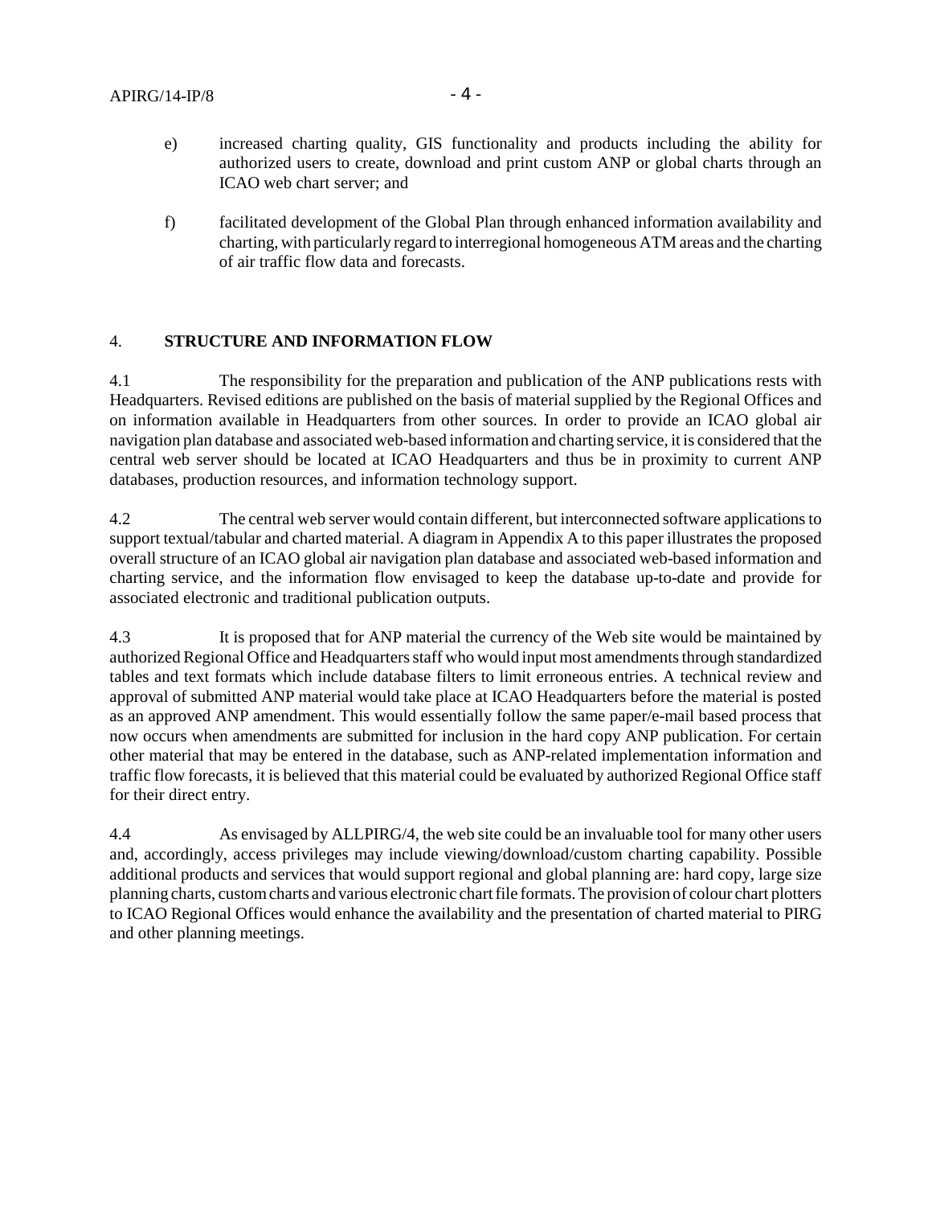e) increased charting quality, GIS functionality and products including the ability for authorized users to create, download and print custom ANP or global charts through an ICAO web chart server; and

f) facilitated development of the Global Plan through enhanced information availability and charting, with particularly regard to interregional homogeneous ATM areas and the charting of air traffic flow data and forecasts.

## 4. STRUCTURE AND INFORMATION FLOW

4.1 The responsibility for the preparation and publication of the ANP publications rests with Headquarters. Revised editions are published on the basis of material supplied by the Regional Offices and on information available in Headquarters from other sources. In order to provide an ICAO global air navigation plan database and associated web-based information and charting service, it is considered that the central web server should be located at ICAO Headquarters and thus be in proximity to current ANP databases, production resources, and information technology support.

4.2 The central web server would contain different, but interconnected software applications to support textual/tabular and charted material. A diagram in Appendix A to this paper illustrates the proposed overall structure of an ICAO global air navigation plan database and associated web-based information and charting service, and the information flow envisaged to keep the database up-to-date and provide for associated electronic and traditional publication outputs.

4.3 It is proposed that for ANP material the currency of the Web site would be maintained by authorized Regional Office and Headquarters staff who would input most amendments through standardized tables and text formats which include database filters to limit erroneous entries. A technical review and approval of submitted ANP material would take place at ICAO Headquarters before the material is posted as an approved ANP amendment. This would essentially follow the same paper/e-mail based process that now occurs when amendments are submitted for inclusion in the hard copy ANP publication. For certain other material that may be entered in the database, such as ANP-related implementation information and traffic flow forecasts, it is believed that this material could be evaluated by authorized Regional Office staff for their direct entry.

4.4 As envisaged by ALLPIRG/4, the web site could be an invaluable tool for many other users and, accordingly, access privileges may include viewing/download/custom charting capability. Possible additional products and services that would support regional and global planning are: hard copy, large size planning charts, custom charts and various electronic chart file formats. The provision of colour chart plotters to ICAO Regional Offices would enhance the availability and the presentation of charted material to PIRG and other planning meetings.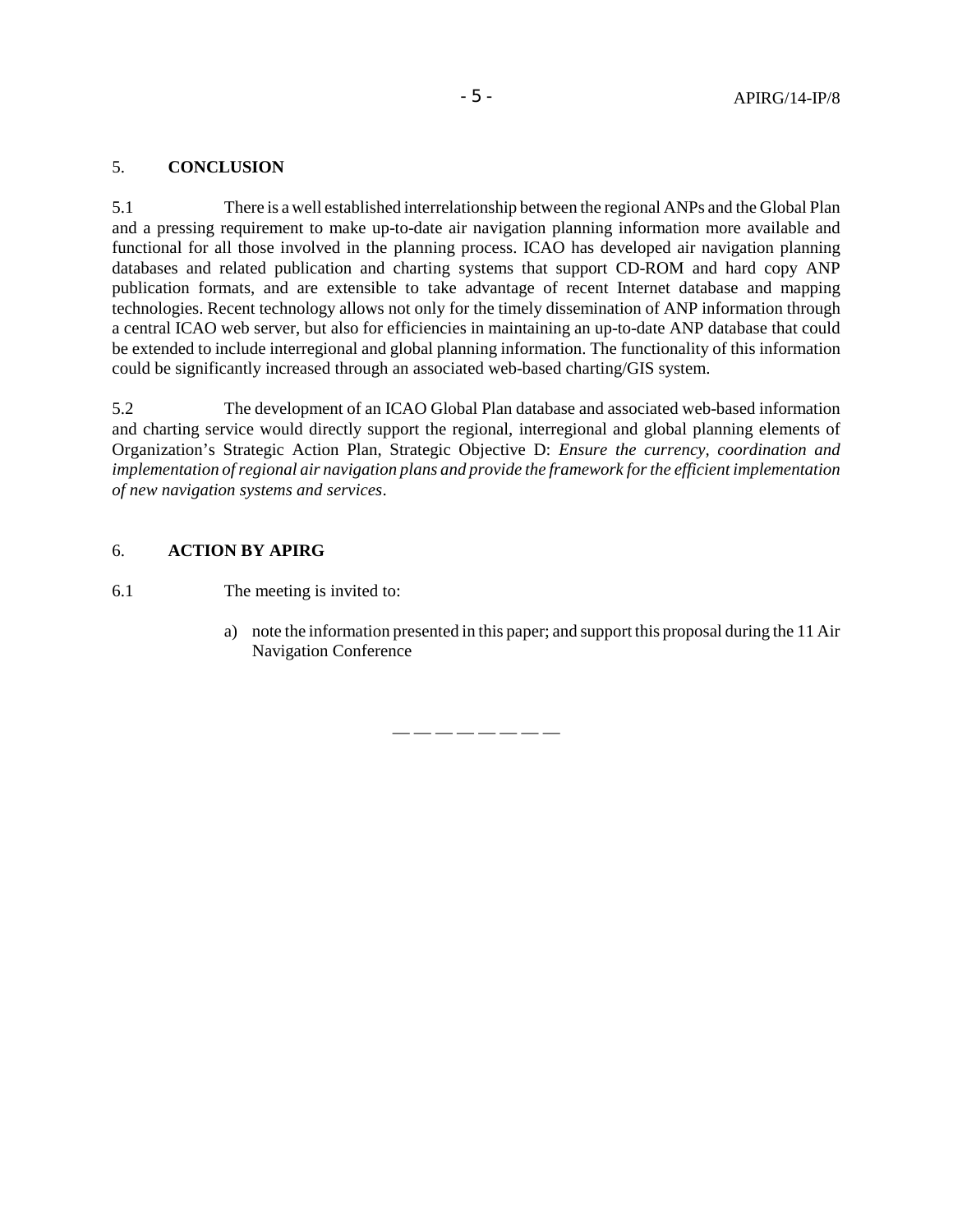## 5. CONCLUSION

5.1 There is a well established interrelationship between the regional ANPs and the Global Plan and a pressing requirement to make up-to-date air navigation planning information more available and functional for all those involved in the planning process. ICAO has developed air navigation planning databases and related publication and charting systems that support CD-ROM and hard copy ANP publication formats, and are extensible to take advantage of recent Internet database and mapping technologies. Recent technology allows not only for the timely dissemination of ANP information through a central ICAO web server, but also for efficiencies in maintaining an up-to-date ANP database that could be extended to include interregional and global planning information. The functionality of this information could be significantly increased through an associated web-based charting/GIS system.

5.2 The development of an ICAO Global Plan database and associated web-based information and charting service would directly support the regional, interregional and global planning elements of Organization's Strategic Action Plan, Strategic Objective D: *Ensure the currency, coordination and implementation of regional air navigation plans and provide the framework for the efficient implementation of new navigation systems and services*.

## 6. ACTION BY APIRG

6.1 The meeting is invited to:

a) note the information presented in this paper; and support this proposal during the 11 Air Navigation Conference

— — — — — — — —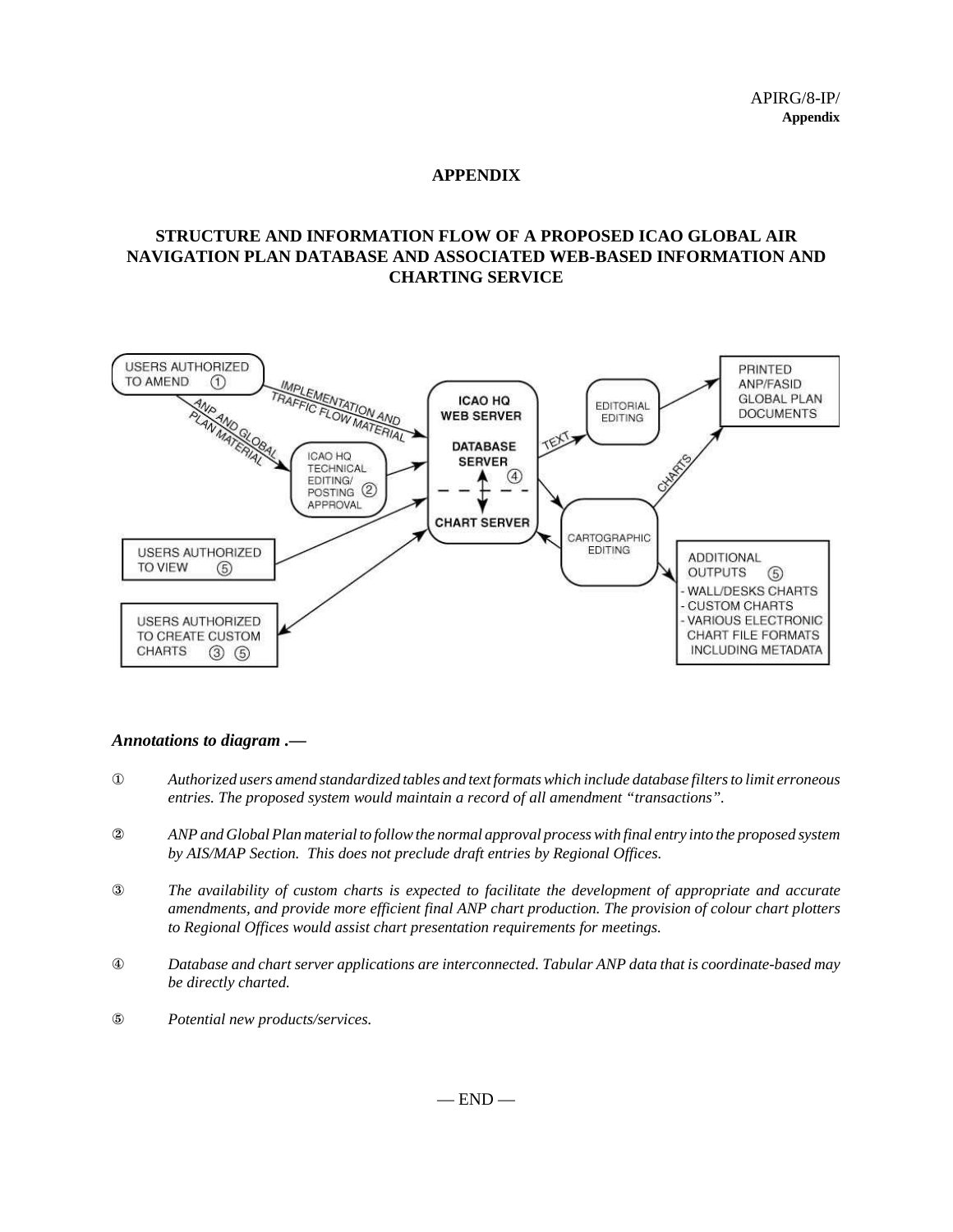## APPENDIX

## STRUCTURE AND INFORMATION FLOW OF A PROPOSED ICAO GLOBAL AIR NAVIGATION PLAN DATABASE AND ASSOCIATED WEB-BASED INFORMATION AND CHARTING SERVICE

USERS AUTHORIZED TO AMEND ①

IMPLEMENTATION AND TRAFFIC FLOW MATERIAL

ANP AND GLOBAL PLAN MATERIAL

ICAO HQ TECHNICAL EDITING/ POSTING ② APPROVAL

ICAO HQ WEB SERVER

DATABASE SERVER ④

CHART SERVER

TEXT

EDITORIAL EDITING

PRINTED ANP/FASID GLOBAL PLAN DOCUMENTS

CHARTS

CARTOGRAPHIC EDITING

USERS AUTHORIZED TO VIEW ⑤

USERS AUTHORIZED TO CREATE CUSTOM CHARTS ③ ⑤

ADDITIONAL OUTPUTS ⑤
- WALL/DESKS CHARTS
- CUSTOM CHARTS
- VARIOUS ELECTRONIC CHART FILE FORMATS INCLUDING METADATA

***Annotations to diagram .—***

① *Authorized users amend standardized tables and text formats which include database filters to limit erroneous entries. The proposed system would maintain a record of all amendment "transactions".*

② *ANP and Global Plan material to follow the normal approval process with final entry into the proposed system by AIS/MAP Section. This does not preclude draft entries by Regional Offices.*

③ *The availability of custom charts is expected to facilitate the development of appropriate and accurate amendments, and provide more efficient final ANP chart production. The provision of colour chart plotters to Regional Offices would assist chart presentation requirements for meetings.*

④ *Database and chart server applications are interconnected. Tabular ANP data that is coordinate-based may be directly charted.*

⑤ *Potential new products/services.*

— END —